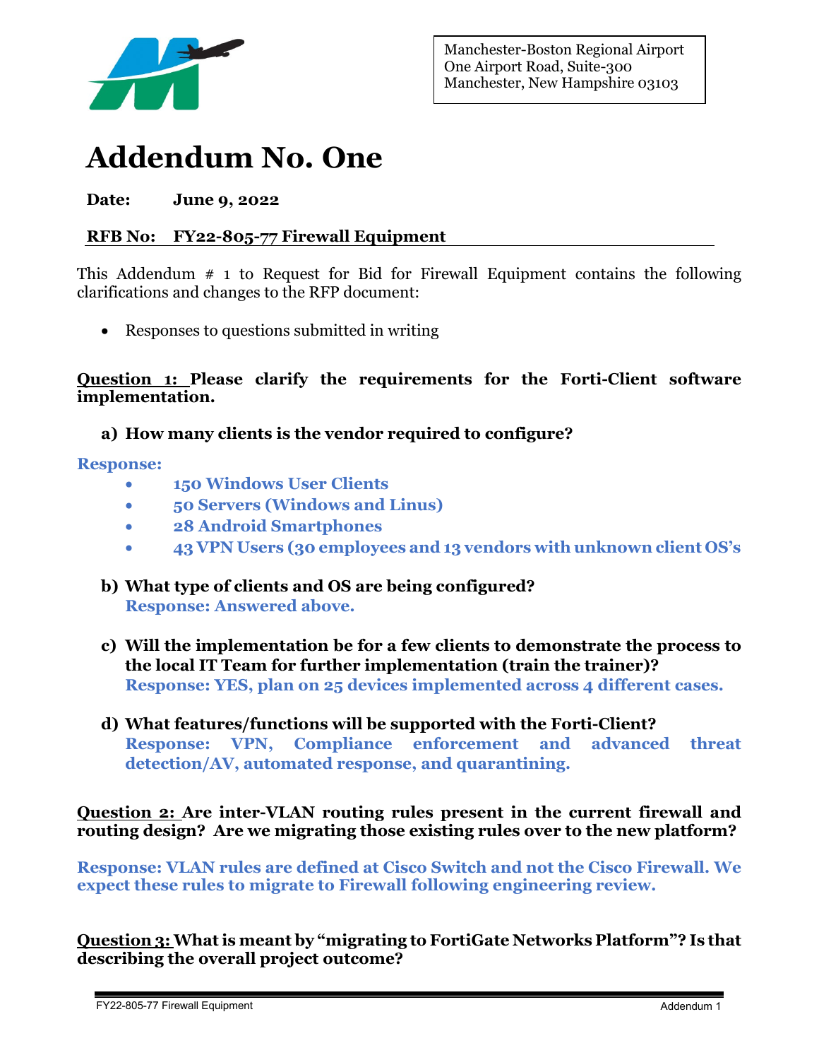Manchester-Boston Regional Airport
One Airport Road, Suite-300
Manchester, New Hampshire 03103

# Addendum No. One

**Date:** **June 9, 2022**

**RFB No:** **FY22-805-77 Firewall Equipment**

This Addendum # 1 to Request for Bid for Firewall Equipment contains the following clarifications and changes to the RFP document:

- Responses to questions submitted in writing

**Question 1: Please clarify the requirements for the Forti-Client software implementation.**

**a) How many clients is the vendor required to configure?**

**Response:**

- **150 Windows User Clients**
- **50 Servers (Windows and Linus)**
- **28 Android Smartphones**
- **43 VPN Users (30 employees and 13 vendors with unknown client OS's**

**b) What type of clients and OS are being configured?**
**Response: Answered above.**

**c) Will the implementation be for a few clients to demonstrate the process to the local IT Team for further implementation (train the trainer)?**
**Response: YES, plan on 25 devices implemented across 4 different cases.**

**d) What features/functions will be supported with the Forti-Client?**
**Response: VPN, Compliance enforcement and advanced threat detection/AV, automated response, and quarantining.**

**Question 2: Are inter-VLAN routing rules present in the current firewall and routing design? Are we migrating those existing rules over to the new platform?**

**Response: VLAN rules are defined at Cisco Switch and not the Cisco Firewall. We expect these rules to migrate to Firewall following engineering review.**

**Question 3: What is meant by "migrating to FortiGate Networks Platform"? Is that describing the overall project outcome?**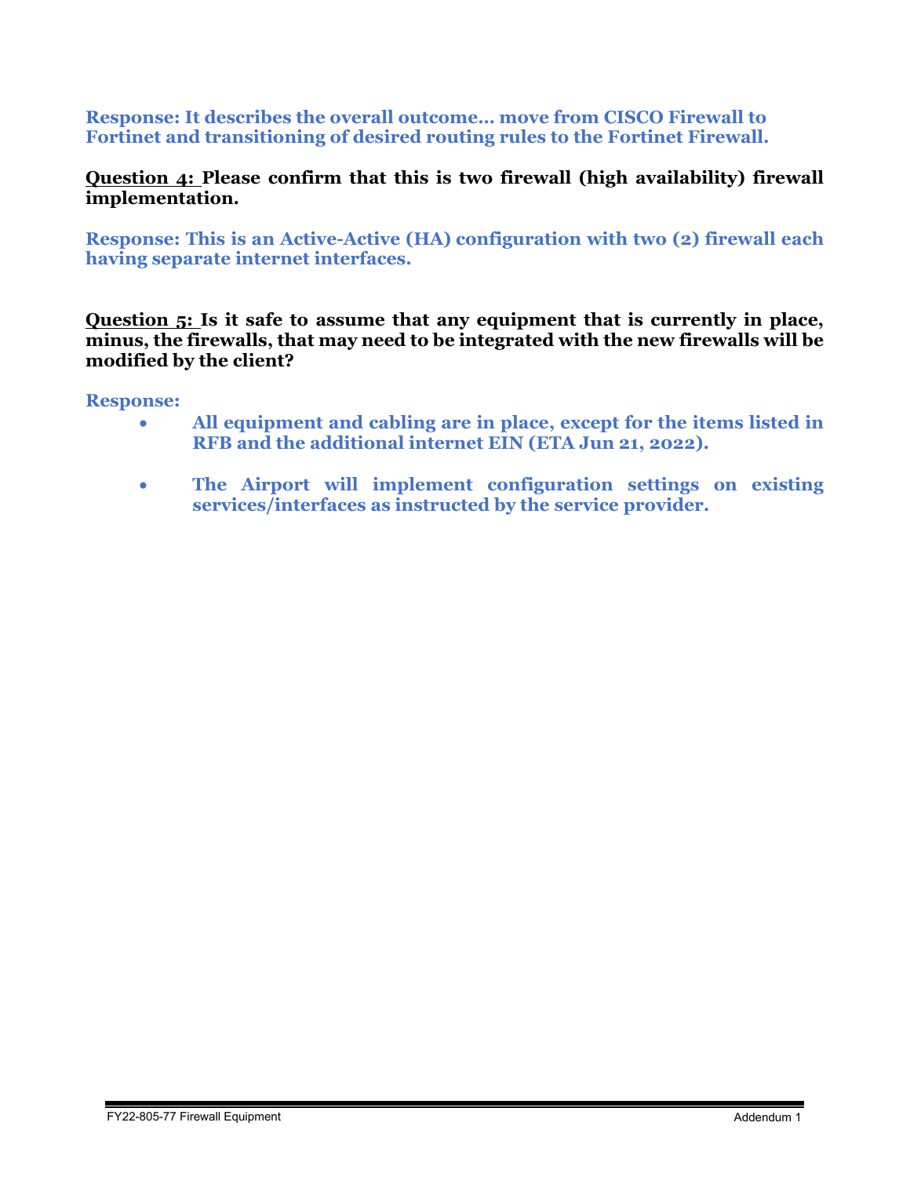**Response: It describes the overall outcome… move from CISCO Firewall to Fortinet and transitioning of desired routing rules to the Fortinet Firewall.**

**<u>Question 4:</u> Please confirm that this is two firewall (high availability) firewall implementation.**

**Response: This is an Active-Active (HA) configuration with two (2) firewall each having separate internet interfaces.**

**<u>Question 5:</u> Is it safe to assume that any equipment that is currently in place, minus, the firewalls, that may need to be integrated with the new firewalls will be modified by the client?**

**Response:**

- **All equipment and cabling are in place, except for the items listed in RFB and the additional internet EIN (ETA Jun 21, 2022).**
- **The Airport will implement configuration settings on existing services/interfaces as instructed by the service provider.**